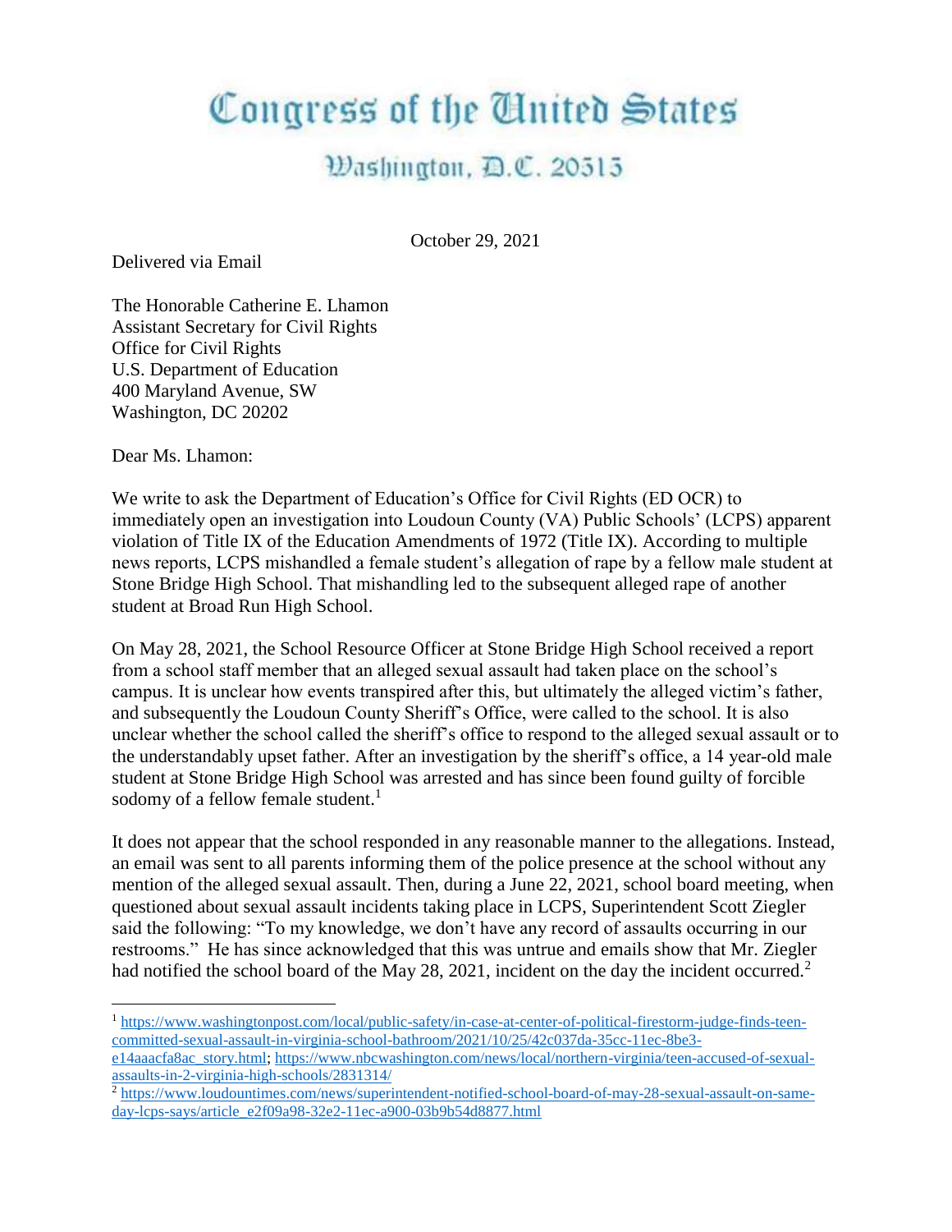# Congress of the United States

## Washington, D.C. 20515

October 29, 2021

Delivered via Email

The Honorable Catherine E. Lhamon
Assistant Secretary for Civil Rights
Office for Civil Rights
U.S. Department of Education
400 Maryland Avenue, SW
Washington, DC 20202

Dear Ms. Lhamon:

We write to ask the Department of Education's Office for Civil Rights (ED OCR) to immediately open an investigation into Loudoun County (VA) Public Schools' (LCPS) apparent violation of Title IX of the Education Amendments of 1972 (Title IX). According to multiple news reports, LCPS mishandled a female student's allegation of rape by a fellow male student at Stone Bridge High School. That mishandling led to the subsequent alleged rape of another student at Broad Run High School.

On May 28, 2021, the School Resource Officer at Stone Bridge High School received a report from a school staff member that an alleged sexual assault had taken place on the school's campus. It is unclear how events transpired after this, but ultimately the alleged victim's father, and subsequently the Loudoun County Sheriff's Office, were called to the school. It is also unclear whether the school called the sheriff's office to respond to the alleged sexual assault or to the understandably upset father. After an investigation by the sheriff's office, a 14 year-old male student at Stone Bridge High School was arrested and has since been found guilty of forcible sodomy of a fellow female student.[1]

It does not appear that the school responded in any reasonable manner to the allegations. Instead, an email was sent to all parents informing them of the police presence at the school without any mention of the alleged sexual assault. Then, during a June 22, 2021, school board meeting, when questioned about sexual assault incidents taking place in LCPS, Superintendent Scott Ziegler said the following: "To my knowledge, we don't have any record of assaults occurring in our restrooms." He has since acknowledged that this was untrue and emails show that Mr. Ziegler had notified the school board of the May 28, 2021, incident on the day the incident occurred.[2]

---

[1] https://www.washingtonpost.com/local/public-safety/in-case-at-center-of-political-firestorm-judge-finds-teen-committed-sexual-assault-in-virginia-school-bathroom/2021/10/25/42c037da-35cc-11ec-8be3-e14aaacfa8ac_story.html; https://www.nbcwashington.com/news/local/northern-virginia/teen-accused-of-sexual-assaults-in-2-virginia-high-schools/2831314/

[2] https://www.loudountimes.com/news/superintendent-notified-school-board-of-may-28-sexual-assault-on-same-day-lcps-says/article_e2f09a98-32e2-11ec-a900-03b9b54d8877.html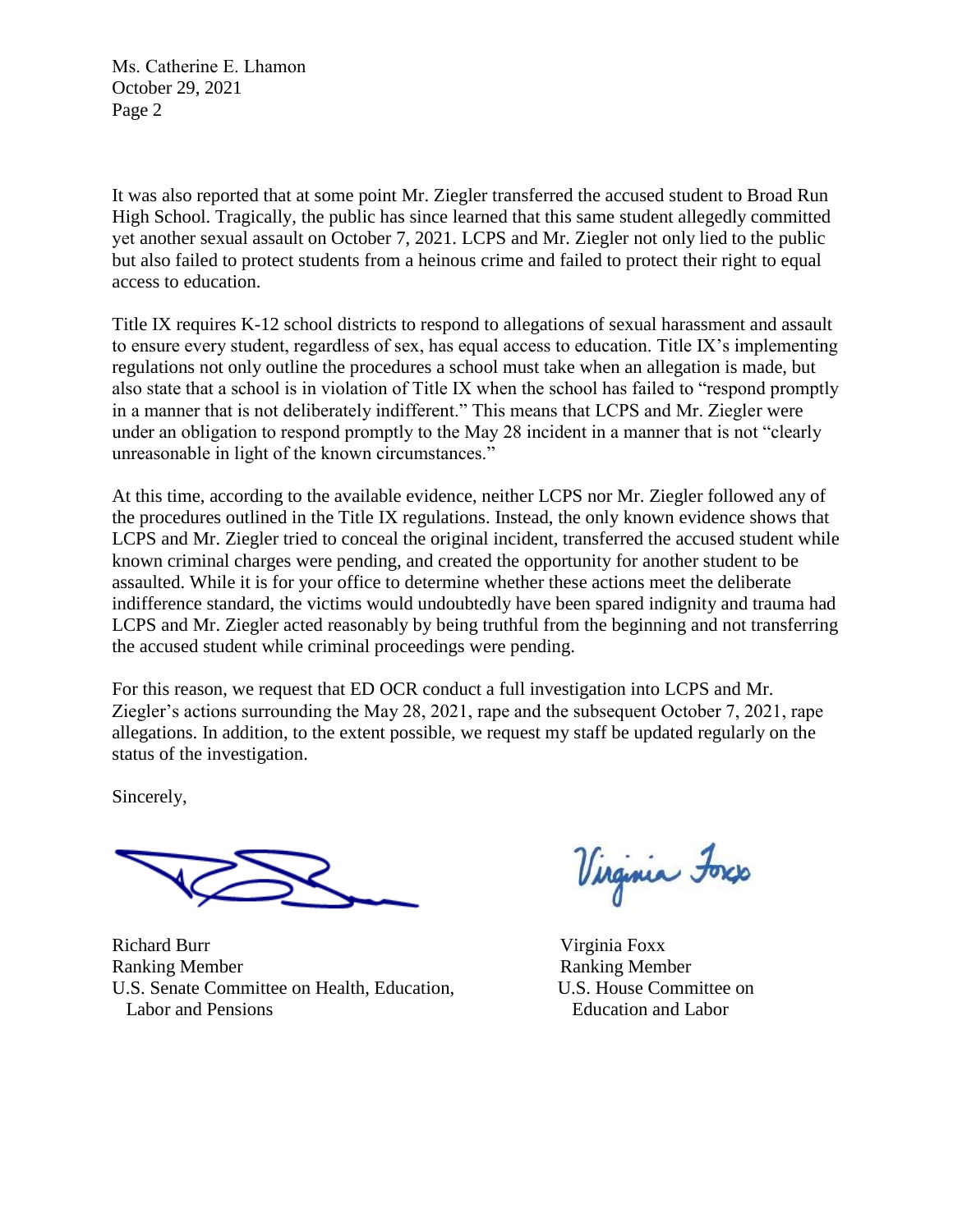It was also reported that at some point Mr. Ziegler transferred the accused student to Broad Run High School. Tragically, the public has since learned that this same student allegedly committed yet another sexual assault on October 7, 2021. LCPS and Mr. Ziegler not only lied to the public but also failed to protect students from a heinous crime and failed to protect their right to equal access to education.

Title IX requires K-12 school districts to respond to allegations of sexual harassment and assault to ensure every student, regardless of sex, has equal access to education. Title IX's implementing regulations not only outline the procedures a school must take when an allegation is made, but also state that a school is in violation of Title IX when the school has failed to "respond promptly in a manner that is not deliberately indifferent." This means that LCPS and Mr. Ziegler were under an obligation to respond promptly to the May 28 incident in a manner that is not "clearly unreasonable in light of the known circumstances."

At this time, according to the available evidence, neither LCPS nor Mr. Ziegler followed any of the procedures outlined in the Title IX regulations. Instead, the only known evidence shows that LCPS and Mr. Ziegler tried to conceal the original incident, transferred the accused student while known criminal charges were pending, and created the opportunity for another student to be assaulted. While it is for your office to determine whether these actions meet the deliberate indifference standard, the victims would undoubtedly have been spared indignity and trauma had LCPS and Mr. Ziegler acted reasonably by being truthful from the beginning and not transferring the accused student while criminal proceedings were pending.

For this reason, we request that ED OCR conduct a full investigation into LCPS and Mr. Ziegler's actions surrounding the May 28, 2021, rape and the subsequent October 7, 2021, rape allegations. In addition, to the extent possible, we request my staff be updated regularly on the status of the investigation.

Sincerely,

Richard Burr
Ranking Member
U.S. Senate Committee on Health, Education, Labor and Pensions

Virginia Foxx
Ranking Member
U.S. House Committee on Education and Labor